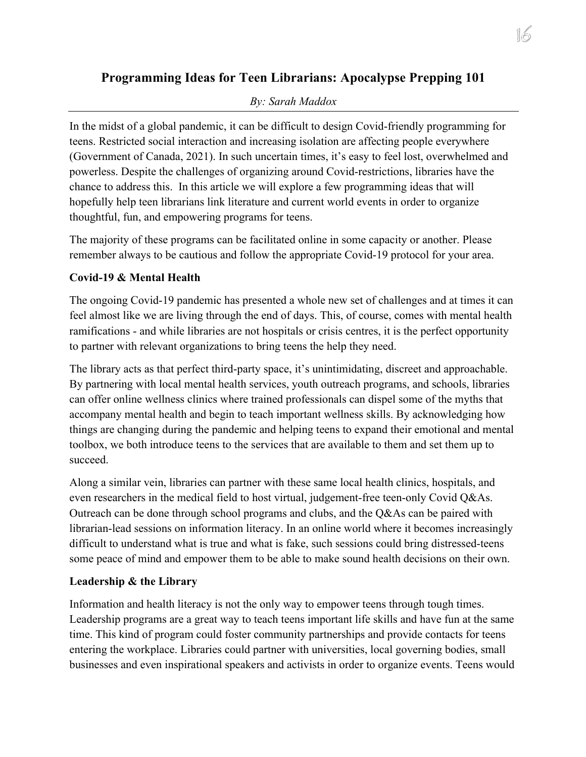# Programming Ideas for Teen Librarians: Apocalypse Prepping 101

*By: Sarah Maddox*

In the midst of a global pandemic, it can be difficult to design Covid-friendly programming for teens. Restricted social interaction and increasing isolation are affecting people everywhere (Government of Canada, 2021). In such uncertain times, it's easy to feel lost, overwhelmed and powerless. Despite the challenges of organizing around Covid-restrictions, libraries have the chance to address this. In this article we will explore a few programming ideas that will hopefully help teen librarians link literature and current world events in order to organize thoughtful, fun, and empowering programs for teens.

The majority of these programs can be facilitated online in some capacity or another. Please remember always to be cautious and follow the appropriate Covid-19 protocol for your area.

## Covid-19 & Mental Health

The ongoing Covid-19 pandemic has presented a whole new set of challenges and at times it can feel almost like we are living through the end of days. This, of course, comes with mental health ramifications - and while libraries are not hospitals or crisis centres, it is the perfect opportunity to partner with relevant organizations to bring teens the help they need.

The library acts as that perfect third-party space, it's unintimidating, discreet and approachable. By partnering with local mental health services, youth outreach programs, and schools, libraries can offer online wellness clinics where trained professionals can dispel some of the myths that accompany mental health and begin to teach important wellness skills. By acknowledging how things are changing during the pandemic and helping teens to expand their emotional and mental toolbox, we both introduce teens to the services that are available to them and set them up to succeed.

Along a similar vein, libraries can partner with these same local health clinics, hospitals, and even researchers in the medical field to host virtual, judgement-free teen-only Covid Q&As. Outreach can be done through school programs and clubs, and the Q&As can be paired with librarian-lead sessions on information literacy. In an online world where it becomes increasingly difficult to understand what is true and what is fake, such sessions could bring distressed-teens some peace of mind and empower them to be able to make sound health decisions on their own.

## Leadership & the Library

Information and health literacy is not the only way to empower teens through tough times. Leadership programs are a great way to teach teens important life skills and have fun at the same time. This kind of program could foster community partnerships and provide contacts for teens entering the workplace. Libraries could partner with universities, local governing bodies, small businesses and even inspirational speakers and activists in order to organize events. Teens would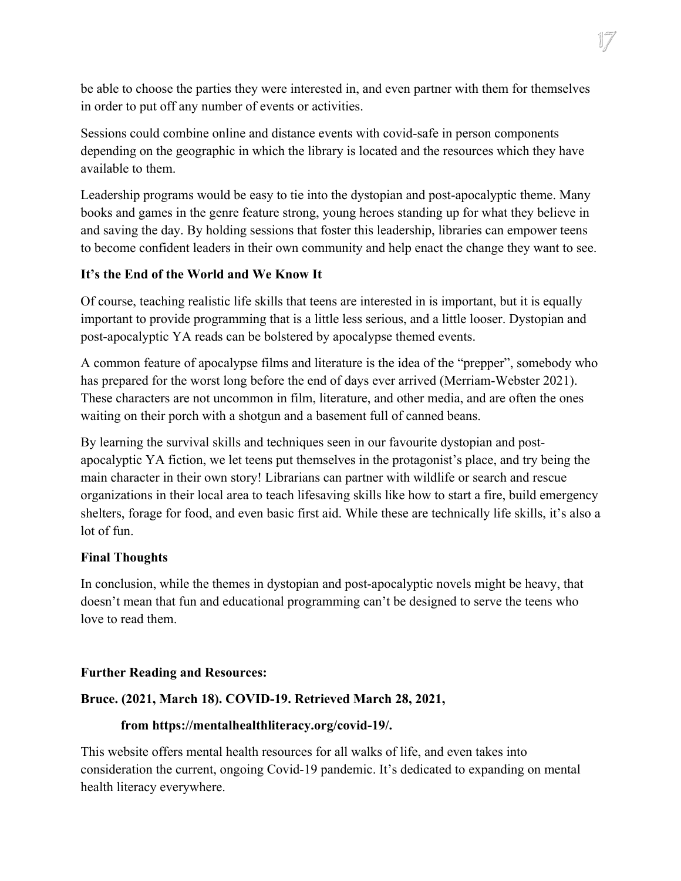be able to choose the parties they were interested in, and even partner with them for themselves in order to put off any number of events or activities.

Sessions could combine online and distance events with covid-safe in person components depending on the geographic in which the library is located and the resources which they have available to them.

Leadership programs would be easy to tie into the dystopian and post-apocalyptic theme. Many books and games in the genre feature strong, young heroes standing up for what they believe in and saving the day. By holding sessions that foster this leadership, libraries can empower teens to become confident leaders in their own community and help enact the change they want to see.

**It's the End of the World and We Know It**

Of course, teaching realistic life skills that teens are interested in is important, but it is equally important to provide programming that is a little less serious, and a little looser. Dystopian and post-apocalyptic YA reads can be bolstered by apocalypse themed events.

A common feature of apocalypse films and literature is the idea of the "prepper", somebody who has prepared for the worst long before the end of days ever arrived (Merriam-Webster 2021). These characters are not uncommon in film, literature, and other media, and are often the ones waiting on their porch with a shotgun and a basement full of canned beans.

By learning the survival skills and techniques seen in our favourite dystopian and post-apocalyptic YA fiction, we let teens put themselves in the protagonist's place, and try being the main character in their own story! Librarians can partner with wildlife or search and rescue organizations in their local area to teach lifesaving skills like how to start a fire, build emergency shelters, forage for food, and even basic first aid. While these are technically life skills, it's also a lot of fun.

**Final Thoughts**

In conclusion, while the themes in dystopian and post-apocalyptic novels might be heavy, that doesn't mean that fun and educational programming can't be designed to serve the teens who love to read them.

**Further Reading and Resources:**

**Bruce. (2021, March 18). COVID-19. Retrieved March 28, 2021,**

**from https://mentalhealthliteracy.org/covid-19/.**

This website offers mental health resources for all walks of life, and even takes into consideration the current, ongoing Covid-19 pandemic. It's dedicated to expanding on mental health literacy everywhere.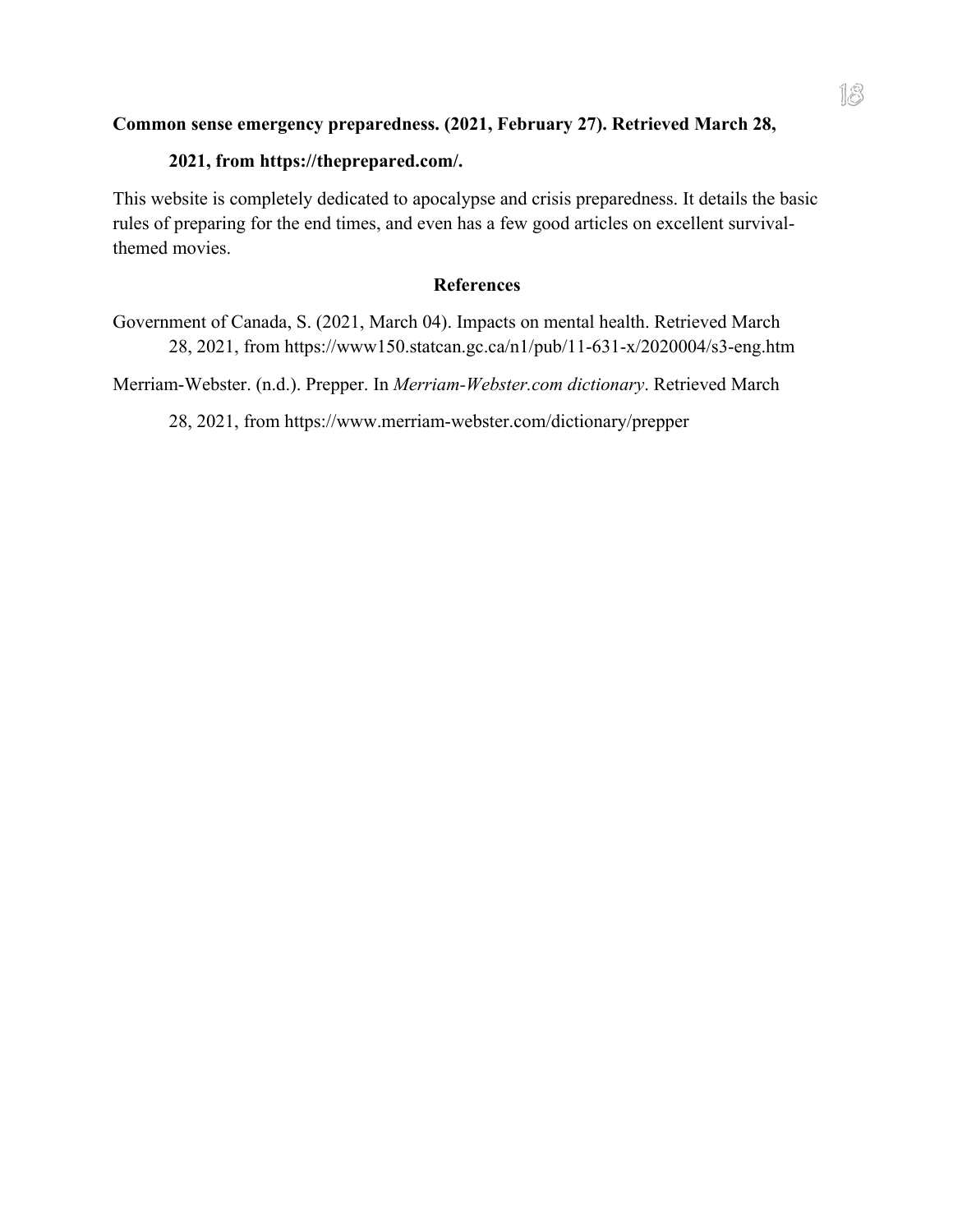**Common sense emergency preparedness. (2021, February 27). Retrieved March 28, 2021, from https://theprepared.com/.**

This website is completely dedicated to apocalypse and crisis preparedness. It details the basic rules of preparing for the end times, and even has a few good articles on excellent survival-themed movies.

## References

Government of Canada, S. (2021, March 04). Impacts on mental health. Retrieved March 28, 2021, from https://www150.statcan.gc.ca/n1/pub/11-631-x/2020004/s3-eng.htm

Merriam-Webster. (n.d.). Prepper. In *Merriam-Webster.com dictionary*. Retrieved March 28, 2021, from https://www.merriam-webster.com/dictionary/prepper